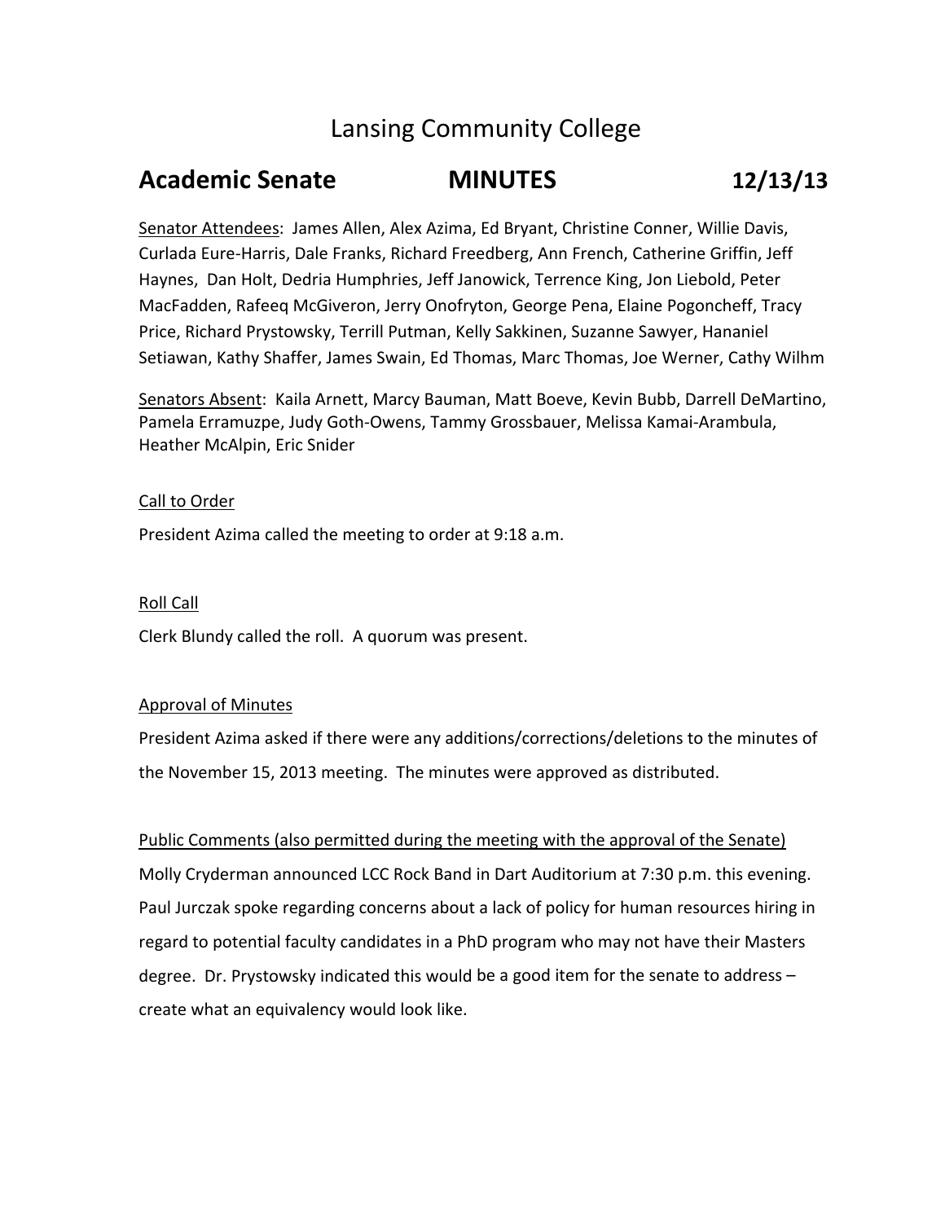# Lansing Community College

## Academic Senate MINUTES 12/13/13

Senator Attendees: James Allen, Alex Azima, Ed Bryant, Christine Conner, Willie Davis, Curlada Eure-Harris, Dale Franks, Richard Freedberg, Ann French, Catherine Griffin, Jeff Haynes, Dan Holt, Dedria Humphries, Jeff Janowick, Terrence King, Jon Liebold, Peter MacFadden, Rafeeq McGiveron, Jerry Onofryton, George Pena, Elaine Pogoncheff, Tracy Price, Richard Prystowsky, Terrill Putman, Kelly Sakkinen, Suzanne Sawyer, Hananiel Setiawan, Kathy Shaffer, James Swain, Ed Thomas, Marc Thomas, Joe Werner, Cathy Wilhm

Senators Absent: Kaila Arnett, Marcy Bauman, Matt Boeve, Kevin Bubb, Darrell DeMartino, Pamela Erramuzpe, Judy Goth-Owens, Tammy Grossbauer, Melissa Kamai-Arambula, Heather McAlpin, Eric Snider

Call to Order

President Azima called the meeting to order at 9:18 a.m.

Roll Call

Clerk Blundy called the roll. A quorum was present.

Approval of Minutes

President Azima asked if there were any additions/corrections/deletions to the minutes of the November 15, 2013 meeting. The minutes were approved as distributed.

Public Comments (also permitted during the meeting with the approval of the Senate)

Molly Cryderman announced LCC Rock Band in Dart Auditorium at 7:30 p.m. this evening. Paul Jurczak spoke regarding concerns about a lack of policy for human resources hiring in regard to potential faculty candidates in a PhD program who may not have their Masters degree. Dr. Prystowsky indicated this would be a good item for the senate to address – create what an equivalency would look like.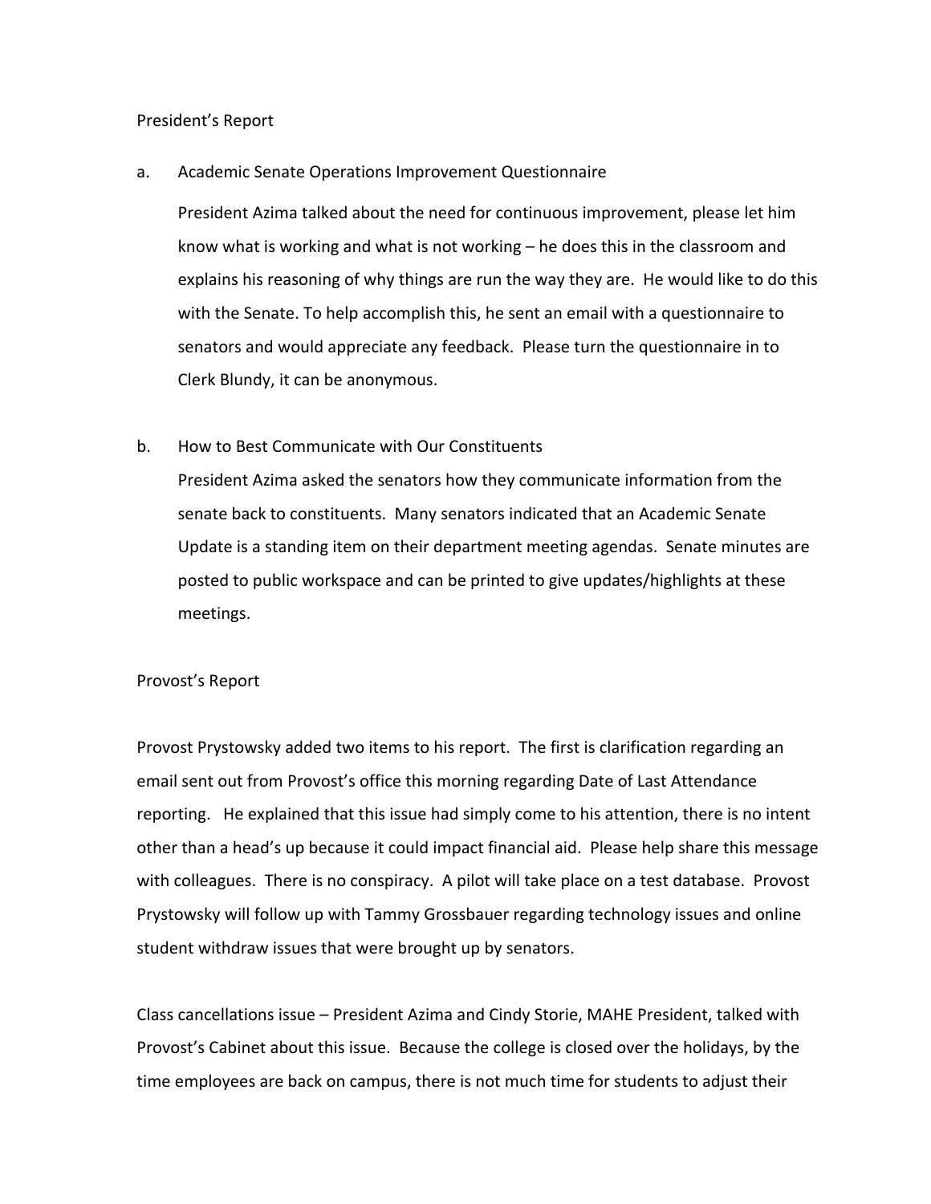President's Report

a. Academic Senate Operations Improvement Questionnaire

President Azima talked about the need for continuous improvement, please let him know what is working and what is not working – he does this in the classroom and explains his reasoning of why things are run the way they are. He would like to do this with the Senate. To help accomplish this, he sent an email with a questionnaire to senators and would appreciate any feedback. Please turn the questionnaire in to Clerk Blundy, it can be anonymous.

b. How to Best Communicate with Our Constituents

President Azima asked the senators how they communicate information from the senate back to constituents. Many senators indicated that an Academic Senate Update is a standing item on their department meeting agendas. Senate minutes are posted to public workspace and can be printed to give updates/highlights at these meetings.

Provost's Report

Provost Prystowsky added two items to his report. The first is clarification regarding an email sent out from Provost's office this morning regarding Date of Last Attendance reporting. He explained that this issue had simply come to his attention, there is no intent other than a head's up because it could impact financial aid. Please help share this message with colleagues. There is no conspiracy. A pilot will take place on a test database. Provost Prystowsky will follow up with Tammy Grossbauer regarding technology issues and online student withdraw issues that were brought up by senators.

Class cancellations issue – President Azima and Cindy Storie, MAHE President, talked with Provost's Cabinet about this issue. Because the college is closed over the holidays, by the time employees are back on campus, there is not much time for students to adjust their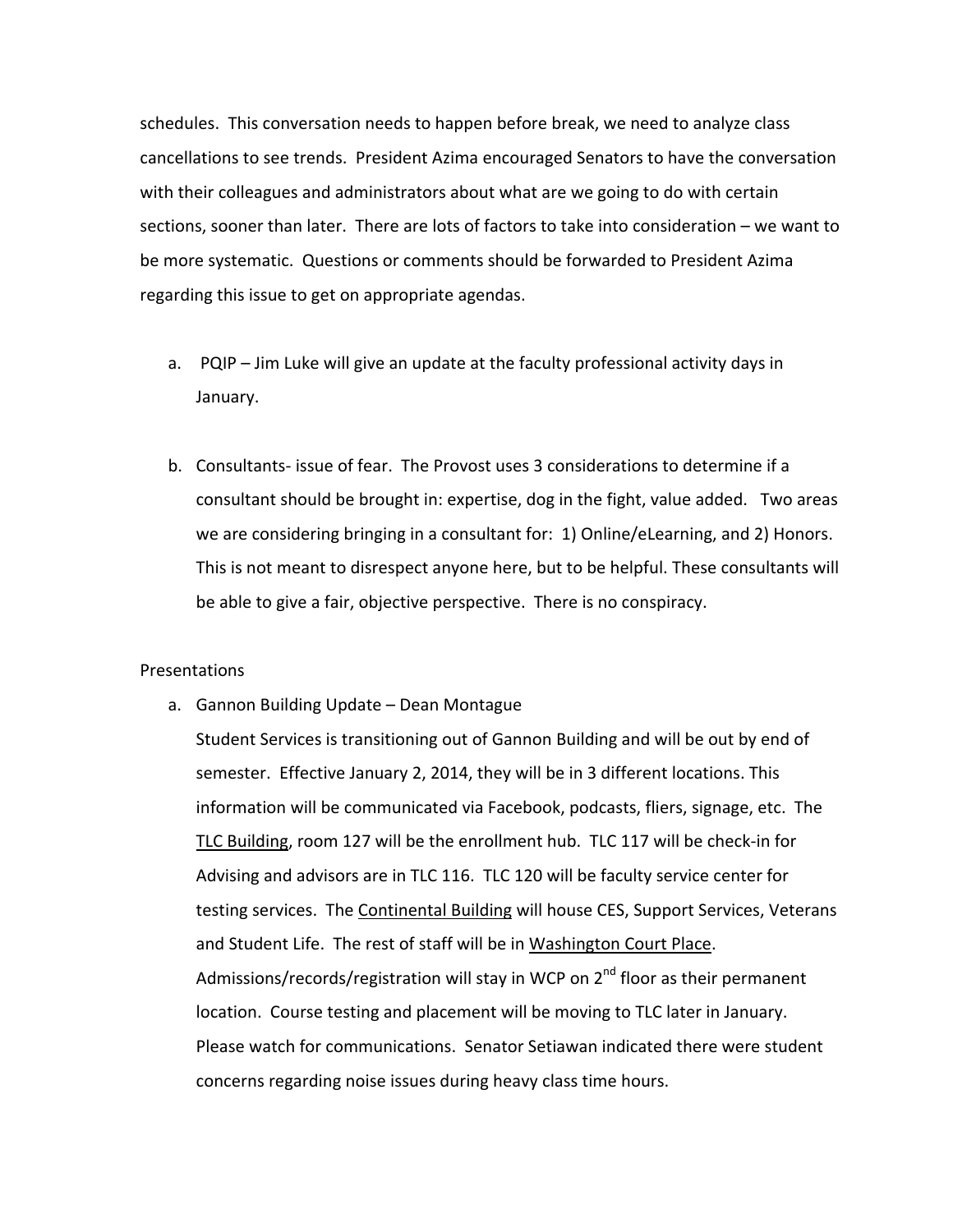schedules. This conversation needs to happen before break, we need to analyze class cancellations to see trends. President Azima encouraged Senators to have the conversation with their colleagues and administrators about what are we going to do with certain sections, sooner than later. There are lots of factors to take into consideration – we want to be more systematic. Questions or comments should be forwarded to President Azima regarding this issue to get on appropriate agendas.

a. PQIP – Jim Luke will give an update at the faculty professional activity days in January.

b. Consultants- issue of fear. The Provost uses 3 considerations to determine if a consultant should be brought in: expertise, dog in the fight, value added. Two areas we are considering bringing in a consultant for: 1) Online/eLearning, and 2) Honors. This is not meant to disrespect anyone here, but to be helpful. These consultants will be able to give a fair, objective perspective. There is no conspiracy.

Presentations

a. Gannon Building Update – Dean Montague

   Student Services is transitioning out of Gannon Building and will be out by end of semester. Effective January 2, 2014, they will be in 3 different locations. This information will be communicated via Facebook, podcasts, fliers, signage, etc. The <u>TLC Building</u>, room 127 will be the enrollment hub. TLC 117 will be check-in for Advising and advisors are in TLC 116. TLC 120 will be faculty service center for testing services. The <u>Continental Building</u> will house CES, Support Services, Veterans and Student Life. The rest of staff will be in <u>Washington Court Place</u>. Admissions/records/registration will stay in WCP on 2nd floor as their permanent location. Course testing and placement will be moving to TLC later in January. Please watch for communications. Senator Setiawan indicated there were student concerns regarding noise issues during heavy class time hours.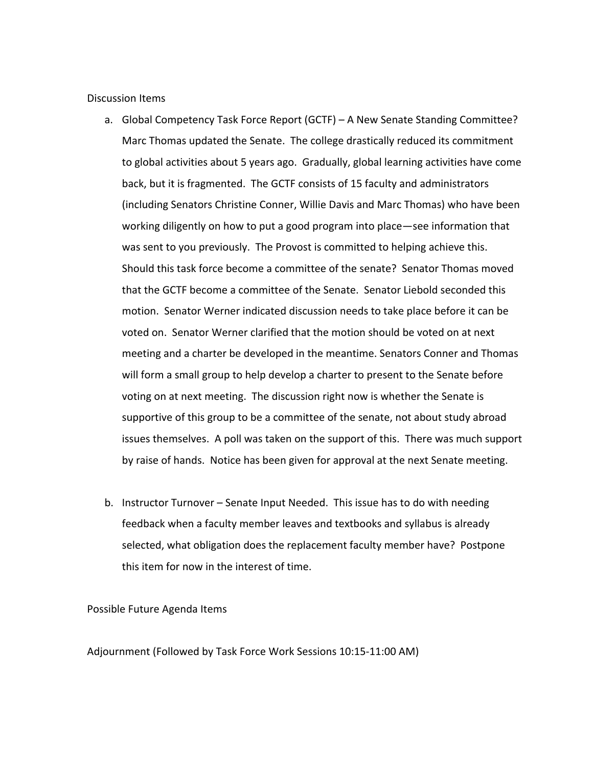Discussion Items

a. Global Competency Task Force Report (GCTF) – A New Senate Standing Committee? Marc Thomas updated the Senate. The college drastically reduced its commitment to global activities about 5 years ago. Gradually, global learning activities have come back, but it is fragmented. The GCTF consists of 15 faculty and administrators (including Senators Christine Conner, Willie Davis and Marc Thomas) who have been working diligently on how to put a good program into place—see information that was sent to you previously. The Provost is committed to helping achieve this. Should this task force become a committee of the senate? Senator Thomas moved that the GCTF become a committee of the Senate. Senator Liebold seconded this motion. Senator Werner indicated discussion needs to take place before it can be voted on. Senator Werner clarified that the motion should be voted on at next meeting and a charter be developed in the meantime. Senators Conner and Thomas will form a small group to help develop a charter to present to the Senate before voting on at next meeting. The discussion right now is whether the Senate is supportive of this group to be a committee of the senate, not about study abroad issues themselves. A poll was taken on the support of this. There was much support by raise of hands. Notice has been given for approval at the next Senate meeting.

b. Instructor Turnover – Senate Input Needed. This issue has to do with needing feedback when a faculty member leaves and textbooks and syllabus is already selected, what obligation does the replacement faculty member have? Postpone this item for now in the interest of time.

Possible Future Agenda Items

Adjournment (Followed by Task Force Work Sessions 10:15-11:00 AM)